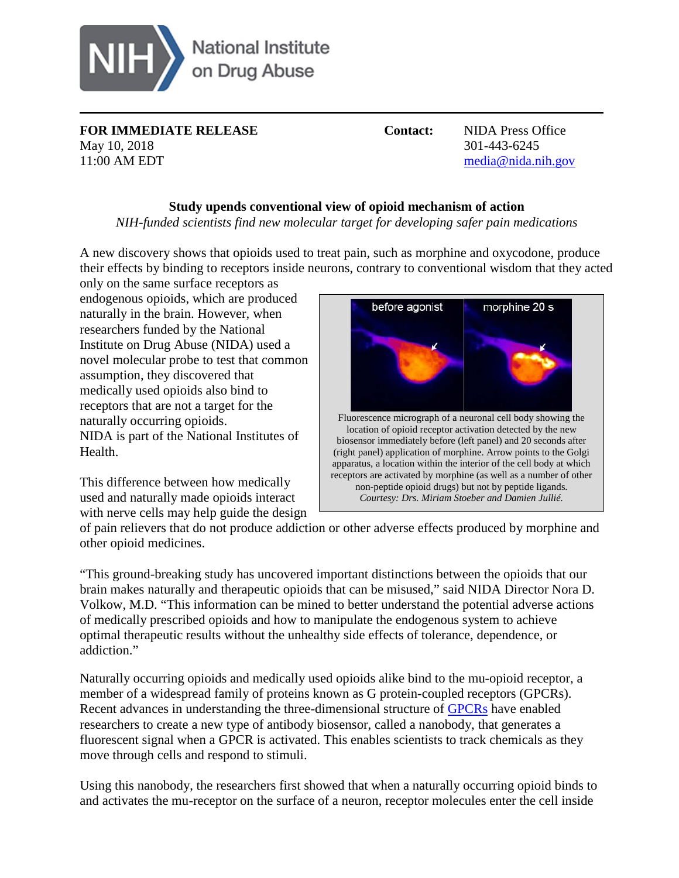NIH National Institute on Drug Abuse

**FOR IMMEDIATE RELEASE**
May 10, 2018
11:00 AM EDT

**Contact:** NIDA Press Office
301-443-6245
media@nida.nih.gov

## Study upends conventional view of opioid mechanism of action

*NIH-funded scientists find new molecular target for developing safer pain medications*

A new discovery shows that opioids used to treat pain, such as morphine and oxycodone, produce their effects by binding to receptors inside neurons, contrary to conventional wisdom that they acted only on the same surface receptors as endogenous opioids, which are produced naturally in the brain. However, when researchers funded by the National Institute on Drug Abuse (NIDA) used a novel molecular probe to test that common assumption, they discovered that medically used opioids also bind to receptors that are not a target for the naturally occurring opioids. NIDA is part of the National Institutes of Health.

Fluorescence micrograph of a neuronal cell body showing the location of opioid receptor activation detected by the new biosensor immediately before (left panel) and 20 seconds after (right panel) application of morphine. Arrow points to the Golgi apparatus, a location within the interior of the cell body at which receptors are activated by morphine (as well as a number of other non-peptide opioid drugs) but not by peptide ligands. *Courtesy: Drs. Miriam Stoeber and Damien Jullié.*

This difference between how medically used and naturally made opioids interact with nerve cells may help guide the design of pain relievers that do not produce addiction or other adverse effects produced by morphine and other opioid medicines.

"This ground-breaking study has uncovered important distinctions between the opioids that our brain makes naturally and therapeutic opioids that can be misused," said NIDA Director Nora D. Volkow, M.D. "This information can be mined to better understand the potential adverse actions of medically prescribed opioids and how to manipulate the endogenous system to achieve optimal therapeutic results without the unhealthy side effects of tolerance, dependence, or addiction."

Naturally occurring opioids and medically used opioids alike bind to the mu-opioid receptor, a member of a widespread family of proteins known as G protein-coupled receptors (GPCRs). Recent advances in understanding the three-dimensional structure of GPCRs have enabled researchers to create a new type of antibody biosensor, called a nanobody, that generates a fluorescent signal when a GPCR is activated. This enables scientists to track chemicals as they move through cells and respond to stimuli.

Using this nanobody, the researchers first showed that when a naturally occurring opioid binds to and activates the mu-receptor on the surface of a neuron, receptor molecules enter the cell inside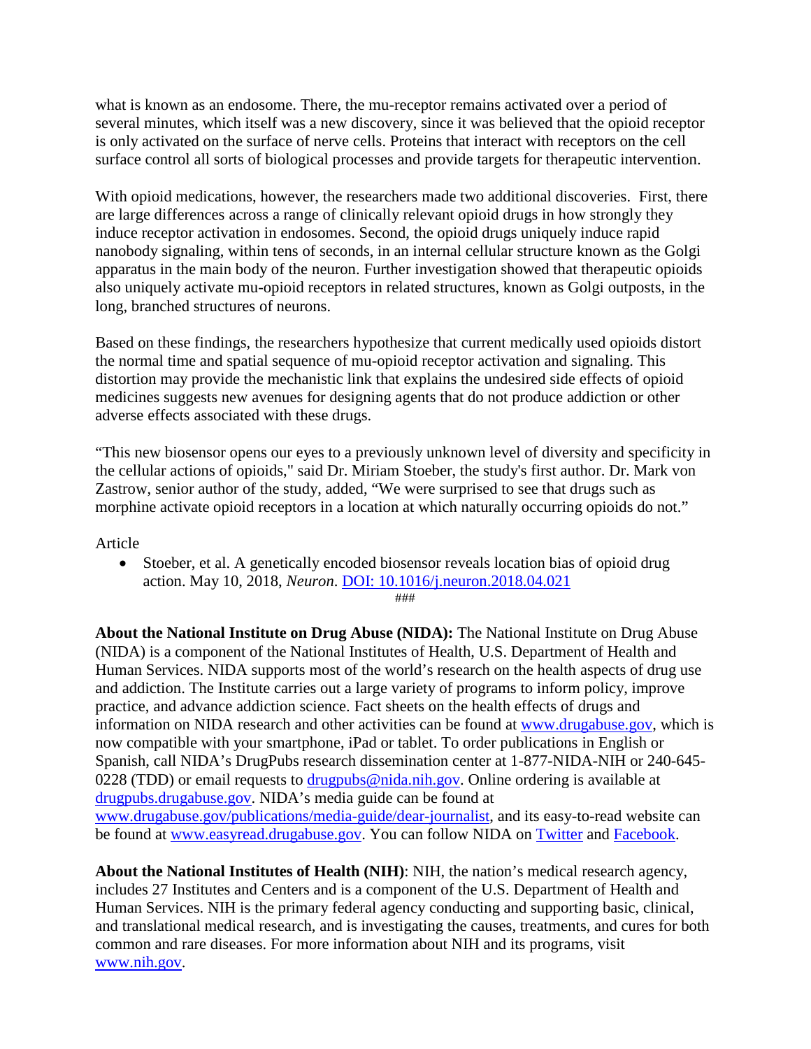what is known as an endosome. There, the mu-receptor remains activated over a period of several minutes, which itself was a new discovery, since it was believed that the opioid receptor is only activated on the surface of nerve cells. Proteins that interact with receptors on the cell surface control all sorts of biological processes and provide targets for therapeutic intervention.

With opioid medications, however, the researchers made two additional discoveries. First, there are large differences across a range of clinically relevant opioid drugs in how strongly they induce receptor activation in endosomes. Second, the opioid drugs uniquely induce rapid nanobody signaling, within tens of seconds, in an internal cellular structure known as the Golgi apparatus in the main body of the neuron. Further investigation showed that therapeutic opioids also uniquely activate mu-opioid receptors in related structures, known as Golgi outposts, in the long, branched structures of neurons.

Based on these findings, the researchers hypothesize that current medically used opioids distort the normal time and spatial sequence of mu-opioid receptor activation and signaling. This distortion may provide the mechanistic link that explains the undesired side effects of opioid medicines suggests new avenues for designing agents that do not produce addiction or other adverse effects associated with these drugs.

“This new biosensor opens our eyes to a previously unknown level of diversity and specificity in the cellular actions of opioids," said Dr. Miriam Stoeber, the study's first author. Dr. Mark von Zastrow, senior author of the study, added, “We were surprised to see that drugs such as morphine activate opioid receptors in a location at which naturally occurring opioids do not.”

Article

- Stoeber, et al. A genetically encoded biosensor reveals location bias of opioid drug action. May 10, 2018, *Neuron*. [DOI: 10.1016/j.neuron.2018.04.021](https://doi.org/10.1016/j.neuron.2018.04.021)

###

**About the National Institute on Drug Abuse (NIDA):** The National Institute on Drug Abuse (NIDA) is a component of the National Institutes of Health, U.S. Department of Health and Human Services. NIDA supports most of the world’s research on the health aspects of drug use and addiction. The Institute carries out a large variety of programs to inform policy, improve practice, and advance addiction science. Fact sheets on the health effects of drugs and information on NIDA research and other activities can be found at [www.drugabuse.gov](http://www.drugabuse.gov), which is now compatible with your smartphone, iPad or tablet. To order publications in English or Spanish, call NIDA’s DrugPubs research dissemination center at 1-877-NIDA-NIH or 240-645-0228 (TDD) or email requests to [drugpubs@nida.nih.gov](mailto:drugpubs@nida.nih.gov). Online ordering is available at [drugpubs.drugabuse.gov](http://drugpubs.drugabuse.gov). NIDA’s media guide can be found at [www.drugabuse.gov/publications/media-guide/dear-journalist](http://www.drugabuse.gov/publications/media-guide/dear-journalist), and its easy-to-read website can be found at [www.easyread.drugabuse.gov](http://www.easyread.drugabuse.gov). You can follow NIDA on Twitter and Facebook.

**About the National Institutes of Health (NIH)**: NIH, the nation’s medical research agency, includes 27 Institutes and Centers and is a component of the U.S. Department of Health and Human Services. NIH is the primary federal agency conducting and supporting basic, clinical, and translational medical research, and is investigating the causes, treatments, and cures for both common and rare diseases. For more information about NIH and its programs, visit [www.nih.gov](http://www.nih.gov).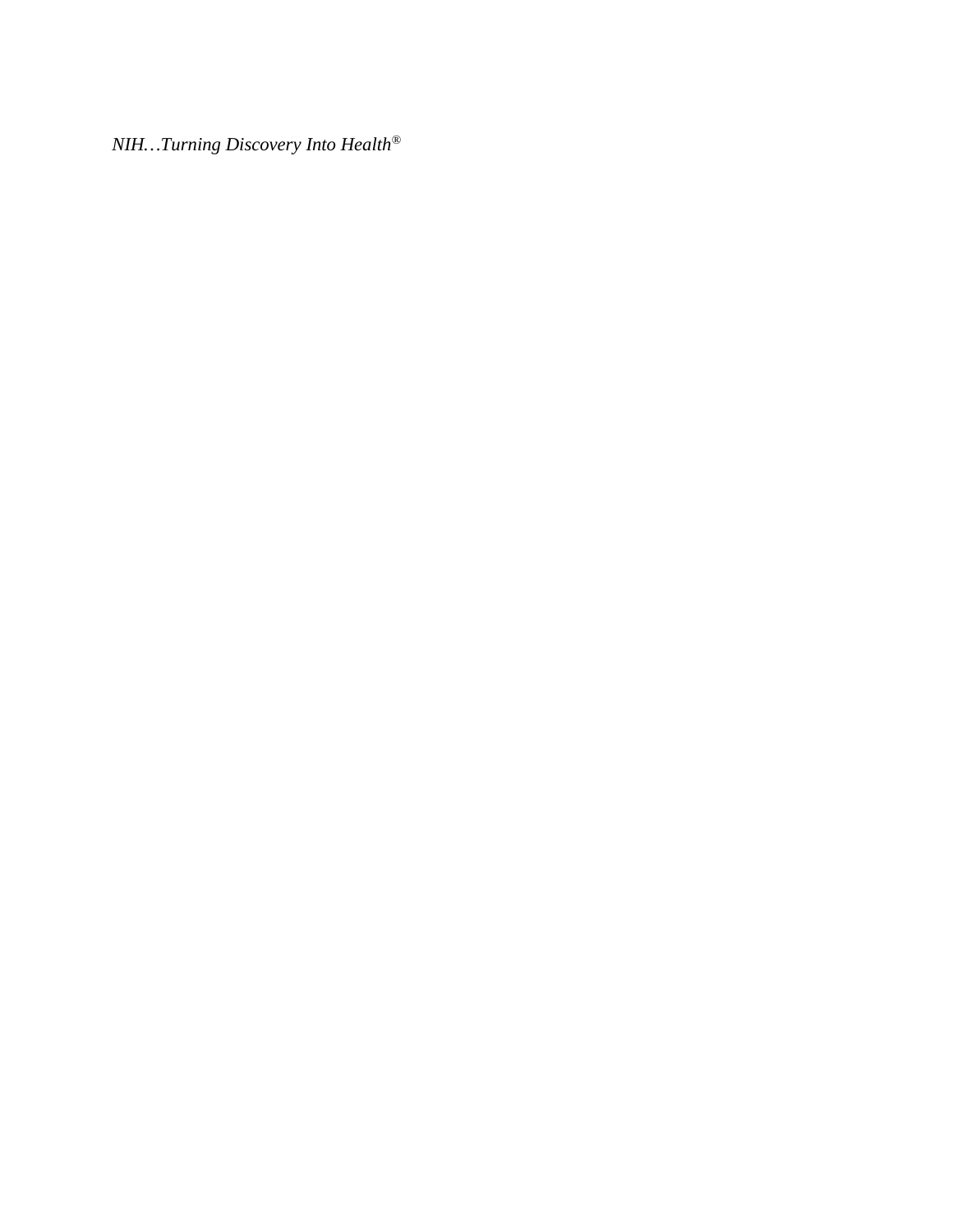*NIH…Turning Discovery Into Health®*